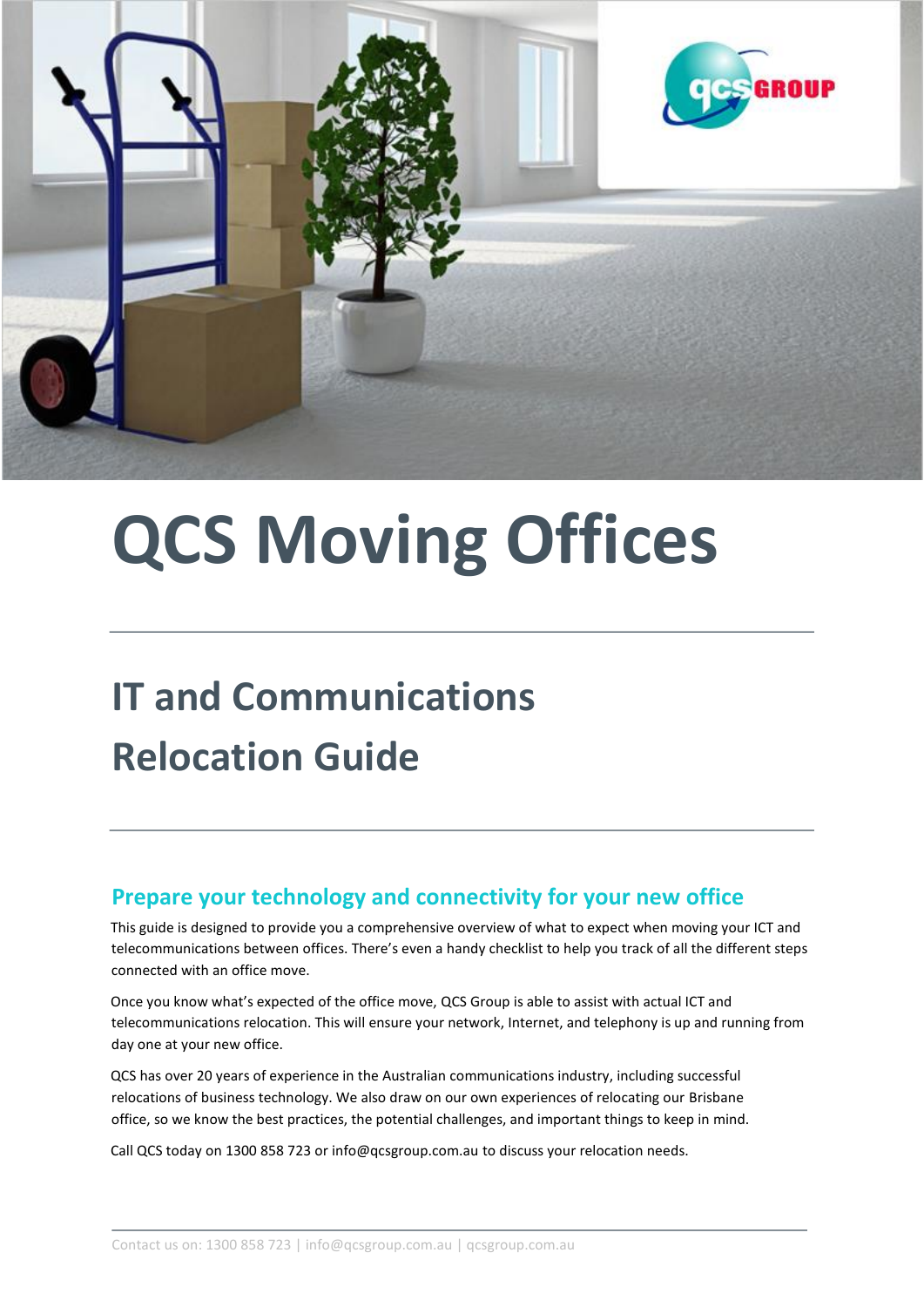# QCS Moving Offices

## IT and Communications Relocation Guide

### Prepare your technology and connectivity for your new office

This guide is designed to provide you a comprehensive overview of what to expect when moving your ICT and telecommunications between offices. There's even a handy checklist to help you track of all the different steps connected with an office move.

Once you know what's expected of the office move, QCS Group is able to assist with actual ICT and telecommunications relocation. This will ensure your network, Internet, and telephony is up and running from day one at your new office.

QCS has over 20 years of experience in the Australian communications industry, including successful relocations of business technology. We also draw on our own experiences of relocating our Brisbane office, so we know the best practices, the potential challenges, and important things to keep in mind.

Call QCS today on 1300 858 723 or info@qcsgroup.com.au to discuss your relocation needs.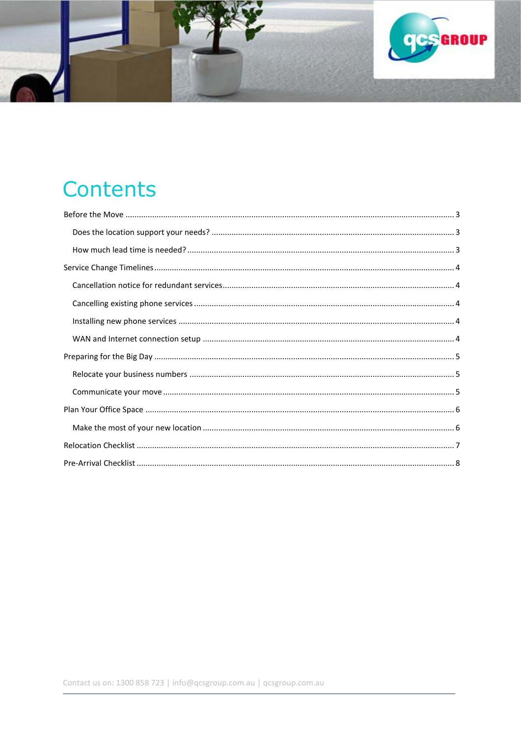# Contents

Before the Move ........................................................................................................................................ 3

  Does the location support your needs? ................................................................................................ 3

  How much lead time is needed? ........................................................................................................... 3

Service Change Timelines ............................................................................................................................ 4

  Cancellation notice for redundant services ......................................................................................... 4

  Cancelling existing phone services ...................................................................................................... 4

  Installing new phone services .............................................................................................................. 4

  WAN and Internet connection setup .................................................................................................. 4

Preparing for the Big Day ........................................................................................................................... 5

  Relocate your business numbers ........................................................................................................ 5

  Communicate your move .................................................................................................................... 5

Plan Your Office Space ............................................................................................................................... 6

  Make the most of your new location .................................................................................................. 6

Relocation Checklist .................................................................................................................................... 7

Pre-Arrival Checklist ................................................................................................................................... 8

Contact us on: 1300 858 723 | info@qcsgroup.com.au | qcsgroup.com.au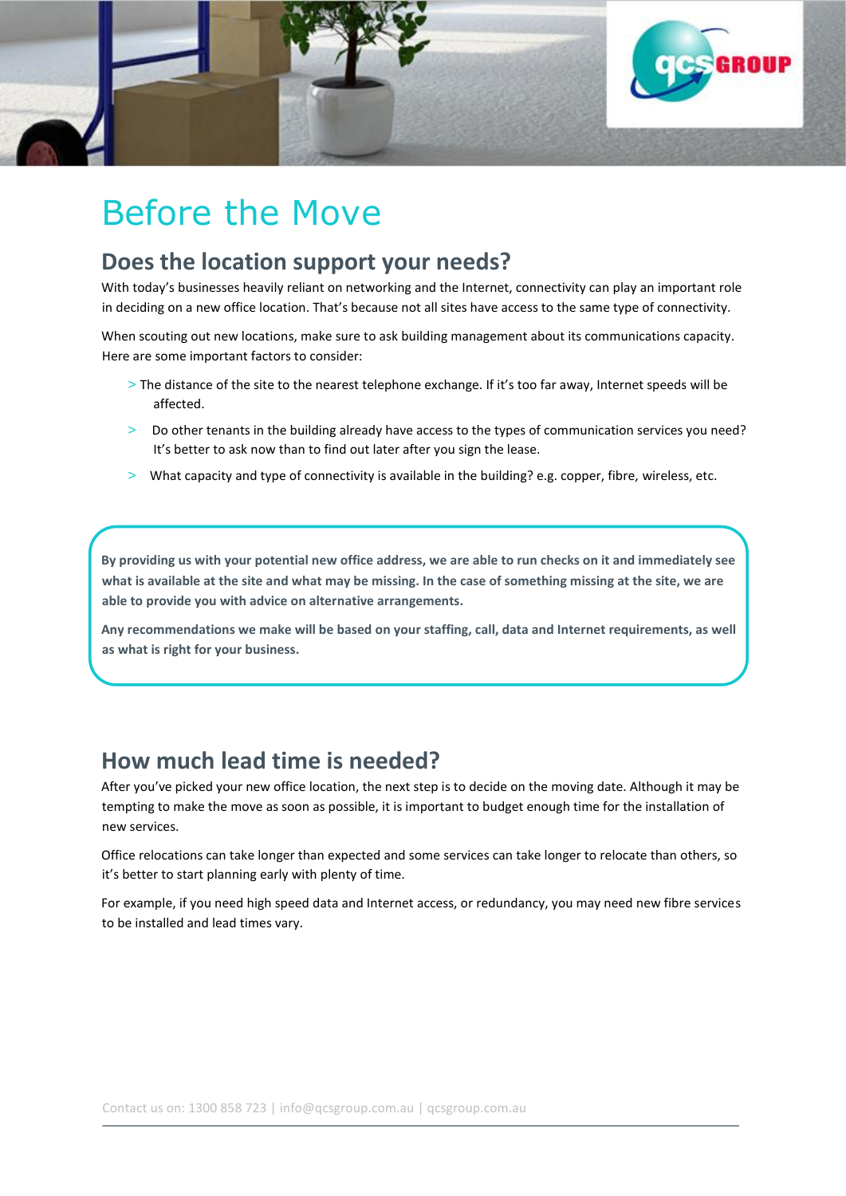# Before the Move

## Does the location support your needs?

With today's businesses heavily reliant on networking and the Internet, connectivity can play an important role in deciding on a new office location. That's because not all sites have access to the same type of connectivity.

When scouting out new locations, make sure to ask building management about its communications capacity. Here are some important factors to consider:

> The distance of the site to the nearest telephone exchange. If it's too far away, Internet speeds will be affected.

> Do other tenants in the building already have access to the types of communication services you need? It's better to ask now than to find out later after you sign the lease.

> What capacity and type of connectivity is available in the building? e.g. copper, fibre, wireless, etc.

**By providing us with your potential new office address, we are able to run checks on it and immediately see what is available at the site and what may be missing. In the case of something missing at the site, we are able to provide you with advice on alternative arrangements.**

**Any recommendations we make will be based on your staffing, call, data and Internet requirements, as well as what is right for your business.**

## How much lead time is needed?

After you've picked your new office location, the next step is to decide on the moving date. Although it may be tempting to make the move as soon as possible, it is important to budget enough time for the installation of new services.

Office relocations can take longer than expected and some services can take longer to relocate than others, so it's better to start planning early with plenty of time.

For example, if you need high speed data and Internet access, or redundancy, you may need new fibre services to be installed and lead times vary.

Contact us on: 1300 858 723 | info@qcsgroup.com.au | qcsgroup.com.au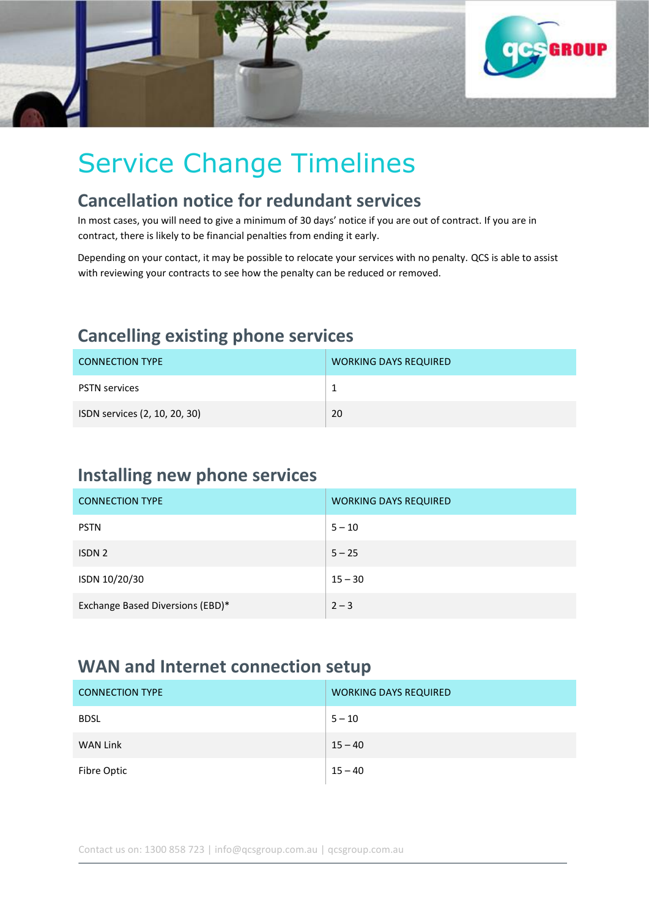# Service Change Timelines

## Cancellation notice for redundant services

In most cases, you will need to give a minimum of 30 days' notice if you are out of contract. If you are in contract, there is likely to be financial penalties from ending it early.

Depending on your contact, it may be possible to relocate your services with no penalty. QCS is able to assist with reviewing your contracts to see how the penalty can be reduced or removed.

## Cancelling existing phone services

| CONNECTION TYPE | WORKING DAYS REQUIRED |
|---|---|
| PSTN services | 1 |
| ISDN services (2, 10, 20, 30) | 20 |

## Installing new phone services

| CONNECTION TYPE | WORKING DAYS REQUIRED |
|---|---|
| PSTN | 5 – 10 |
| ISDN 2 | 5 – 25 |
| ISDN 10/20/30 | 15 – 30 |
| Exchange Based Diversions (EBD)* | 2 – 3 |

## WAN and Internet connection setup

| CONNECTION TYPE | WORKING DAYS REQUIRED |
|---|---|
| BDSL | 5 – 10 |
| WAN Link | 15 – 40 |
| Fibre Optic | 15 – 40 |

Contact us on: 1300 858 723 | info@qcsgroup.com.au | qcsgroup.com.au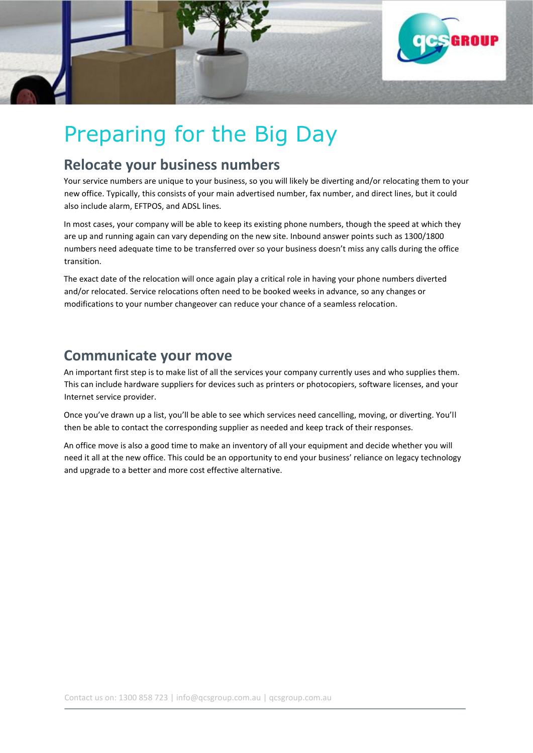# Preparing for the Big Day

## Relocate your business numbers

Your service numbers are unique to your business, so you will likely be diverting and/or relocating them to your new office. Typically, this consists of your main advertised number, fax number, and direct lines, but it could also include alarm, EFTPOS, and ADSL lines.

In most cases, your company will be able to keep its existing phone numbers, though the speed at which they are up and running again can vary depending on the new site. Inbound answer points such as 1300/1800 numbers need adequate time to be transferred over so your business doesn't miss any calls during the office transition.

The exact date of the relocation will once again play a critical role in having your phone numbers diverted and/or relocated. Service relocations often need to be booked weeks in advance, so any changes or modifications to your number changeover can reduce your chance of a seamless relocation.

## Communicate your move

An important first step is to make list of all the services your company currently uses and who supplies them. This can include hardware suppliers for devices such as printers or photocopiers, software licenses, and your Internet service provider.

Once you've drawn up a list, you'll be able to see which services need cancelling, moving, or diverting. You'll then be able to contact the corresponding supplier as needed and keep track of their responses.

An office move is also a good time to make an inventory of all your equipment and decide whether you will need it all at the new office. This could be an opportunity to end your business' reliance on legacy technology and upgrade to a better and more cost effective alternative.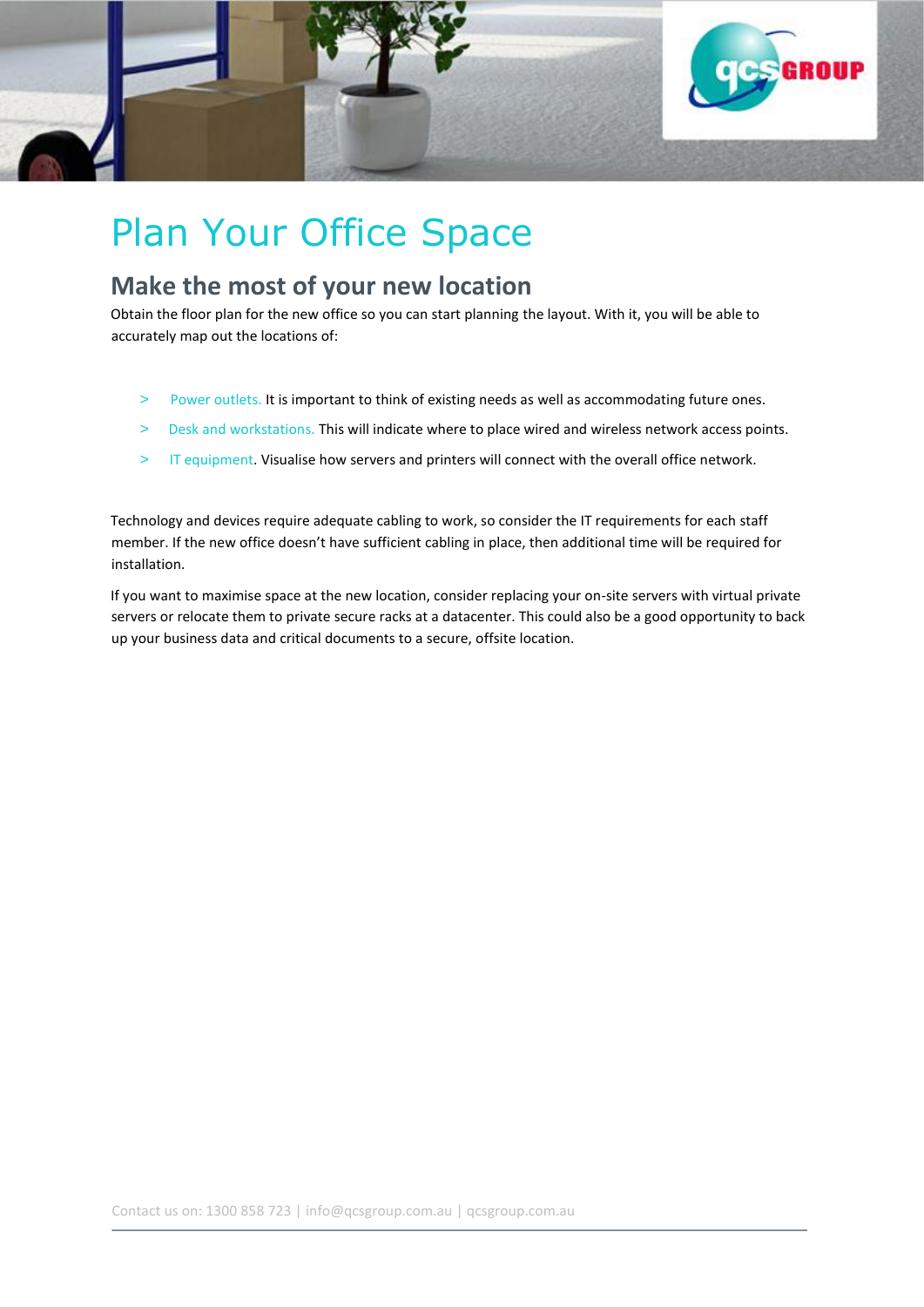# Plan Your Office Space

## Make the most of your new location

Obtain the floor plan for the new office so you can start planning the layout. With it, you will be able to accurately map out the locations of:

- Power outlets. It is important to think of existing needs as well as accommodating future ones.
- Desk and workstations. This will indicate where to place wired and wireless network access points.
- IT equipment. Visualise how servers and printers will connect with the overall office network.

Technology and devices require adequate cabling to work, so consider the IT requirements for each staff member. If the new office doesn't have sufficient cabling in place, then additional time will be required for installation.

If you want to maximise space at the new location, consider replacing your on-site servers with virtual private servers or relocate them to private secure racks at a datacenter. This could also be a good opportunity to back up your business data and critical documents to a secure, offsite location.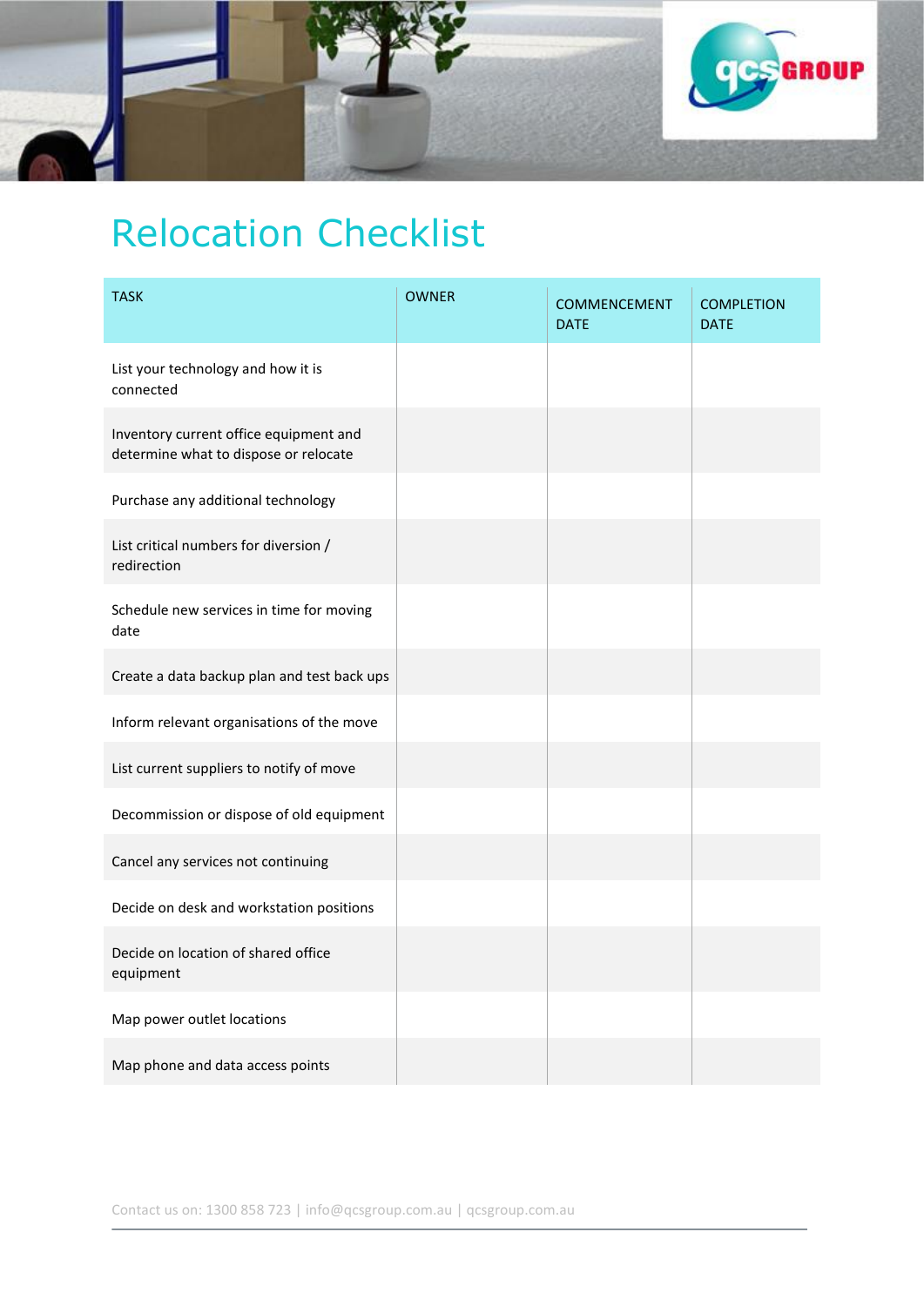# Relocation Checklist

| TASK | OWNER | COMMENCEMENT DATE | COMPLETION DATE |
|---|---|---|---|
| List your technology and how it is connected | | | |
| Inventory current office equipment and determine what to dispose or relocate | | | |
| Purchase any additional technology | | | |
| List critical numbers for diversion / redirection | | | |
| Schedule new services in time for moving date | | | |
| Create a data backup plan and test back ups | | | |
| Inform relevant organisations of the move | | | |
| List current suppliers to notify of move | | | |
| Decommission or dispose of old equipment | | | |
| Cancel any services not continuing | | | |
| Decide on desk and workstation positions | | | |
| Decide on location of shared office equipment | | | |
| Map power outlet locations | | | |
| Map phone and data access points | | | |

Contact us on: 1300 858 723 | info@qcsgroup.com.au | qcsgroup.com.au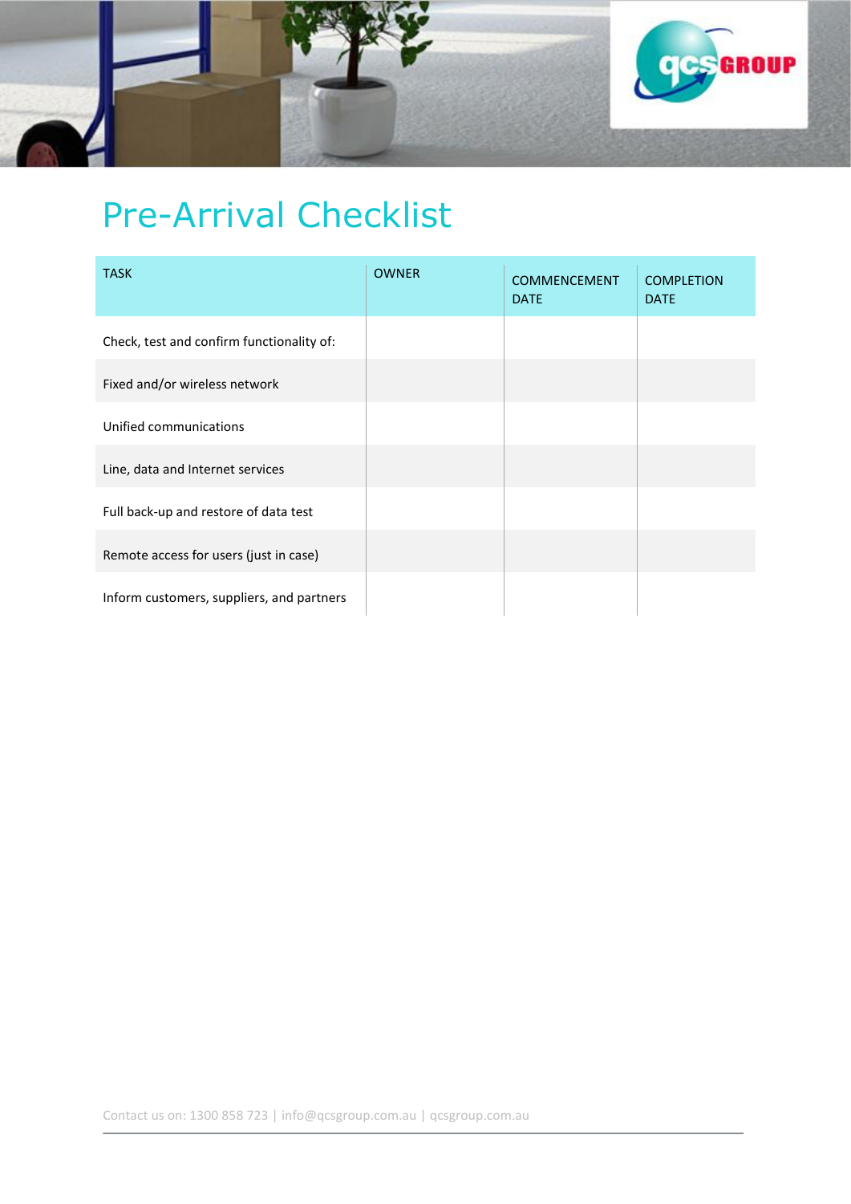# Pre-Arrival Checklist

| TASK | OWNER | COMMENCEMENT DATE | COMPLETION DATE |
|---|---|---|---|
| Check, test and confirm functionality of: | | | |
| Fixed and/or wireless network | | | |
| Unified communications | | | |
| Line, data and Internet services | | | |
| Full back-up and restore of data test | | | |
| Remote access for users (just in case) | | | |
| Inform customers, suppliers, and partners | | | |

Contact us on: 1300 858 723 | info@qcsgroup.com.au | qcsgroup.com.au